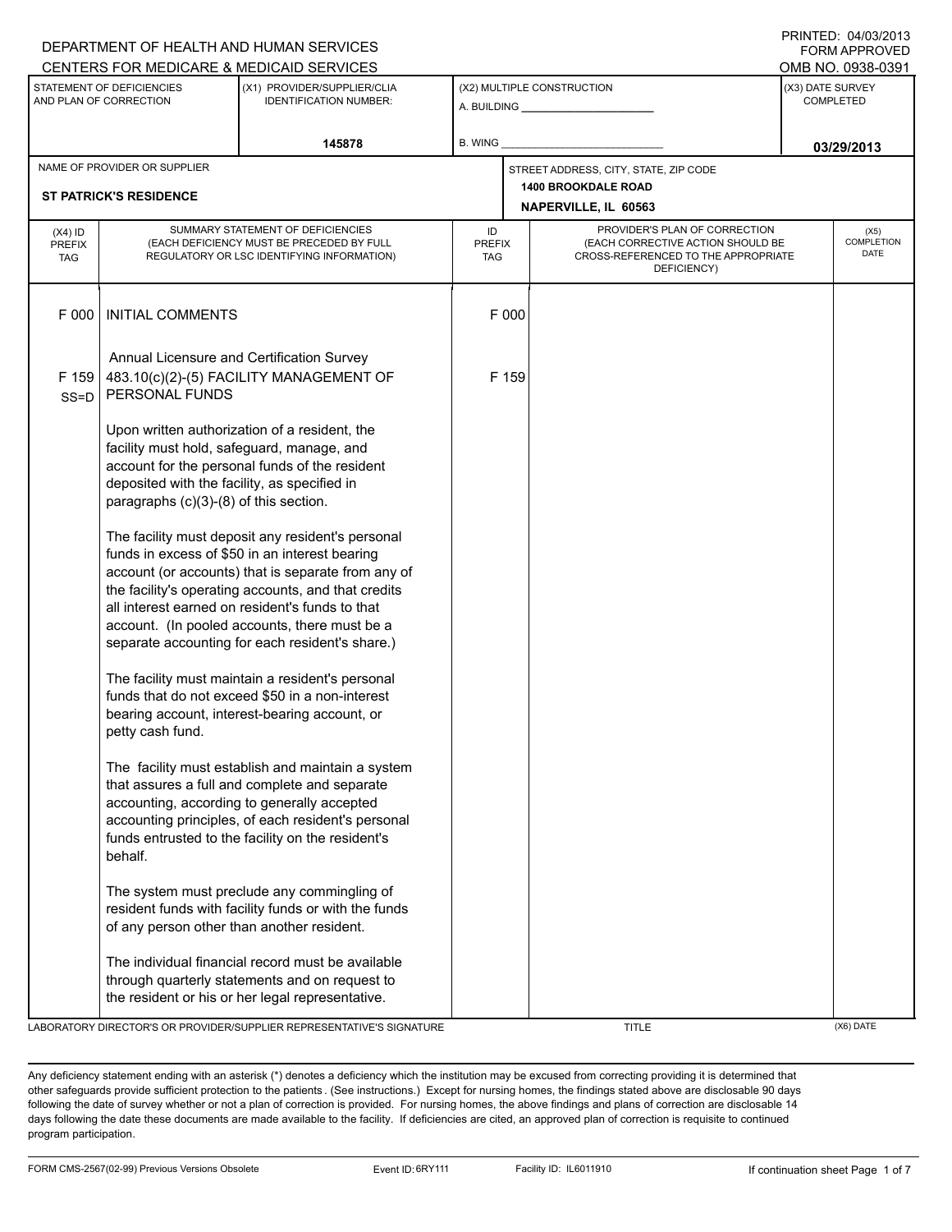DEPARTMENT OF HEALTH AND HUMAN SERVICES
CENTERS FOR MEDICARE & MEDICAID SERVICES

PRINTED: 04/03/2013
FORM APPROVED
OMB NO. 0938-0391

| STATEMENT OF DEFICIENCIES AND PLAN OF CORRECTION | (X1) PROVIDER/SUPPLIER/CLIA IDENTIFICATION NUMBER: | (X2) MULTIPLE CONSTRUCTION | (X3) DATE SURVEY COMPLETED |
|---|---|---|---|
| | 145878 | A. BUILDING ______ B. WING ______ | 03/29/2013 |

| NAME OF PROVIDER OR SUPPLIER | STREET ADDRESS, CITY, STATE, ZIP CODE |
|---|---|
| ST PATRICK'S RESIDENCE | 1400 BROOKDALE ROAD NAPERVILLE, IL 60563 |

| (X4) ID PREFIX TAG | SUMMARY STATEMENT OF DEFICIENCIES (EACH DEFICIENCY MUST BE PRECEDED BY FULL REGULATORY OR LSC IDENTIFYING INFORMATION) | ID PREFIX TAG | PROVIDER'S PLAN OF CORRECTION (EACH CORRECTIVE ACTION SHOULD BE CROSS-REFERENCED TO THE APPROPRIATE DEFICIENCY) | (X5) COMPLETION DATE |
|---|---|---|---|---|
| F 000 | INITIAL COMMENTS | F 000 | | |
| | Annual Licensure and Certification Survey | | | |
| F 159 SS=D | 483.10(c)(2)-(5) FACILITY MANAGEMENT OF PERSONAL FUNDS | F 159 | | |
| | Upon written authorization of a resident, the facility must hold, safeguard, manage, and account for the personal funds of the resident deposited with the facility, as specified in paragraphs (c)(3)-(8) of this section. | | | |
| | The facility must deposit any resident's personal funds in excess of $50 in an interest bearing account (or accounts) that is separate from any of the facility's operating accounts, and that credits all interest earned on resident's funds to that account. (In pooled accounts, there must be a separate accounting for each resident's share.) | | | |
| | The facility must maintain a resident's personal funds that do not exceed $50 in a non-interest bearing account, interest-bearing account, or petty cash fund. | | | |
| | The facility must establish and maintain a system that assures a full and complete and separate accounting, according to generally accepted accounting principles, of each resident's personal funds entrusted to the facility on the resident's behalf. | | | |
| | The system must preclude any commingling of resident funds with facility funds or with the funds of any person other than another resident. | | | |
| | The individual financial record must be available through quarterly statements and on request to the resident or his or her legal representative. | | | |

LABORATORY DIRECTOR'S OR PROVIDER/SUPPLIER REPRESENTATIVE'S SIGNATURE | TITLE | (X6) DATE

Any deficiency statement ending with an asterisk (*) denotes a deficiency which the institution may be excused from correcting providing it is determined that other safeguards provide sufficient protection to the patients . (See instructions.) Except for nursing homes, the findings stated above are disclosable 90 days following the date of survey whether or not a plan of correction is provided. For nursing homes, the above findings and plans of correction are disclosable 14 days following the date these documents are made available to the facility. If deficiencies are cited, an approved plan of correction is requisite to continued program participation.

FORM CMS-2567(02-99) Previous Versions Obsolete | Event ID: 6RY111 | Facility ID: IL6011910 | If continuation sheet Page 1 of 7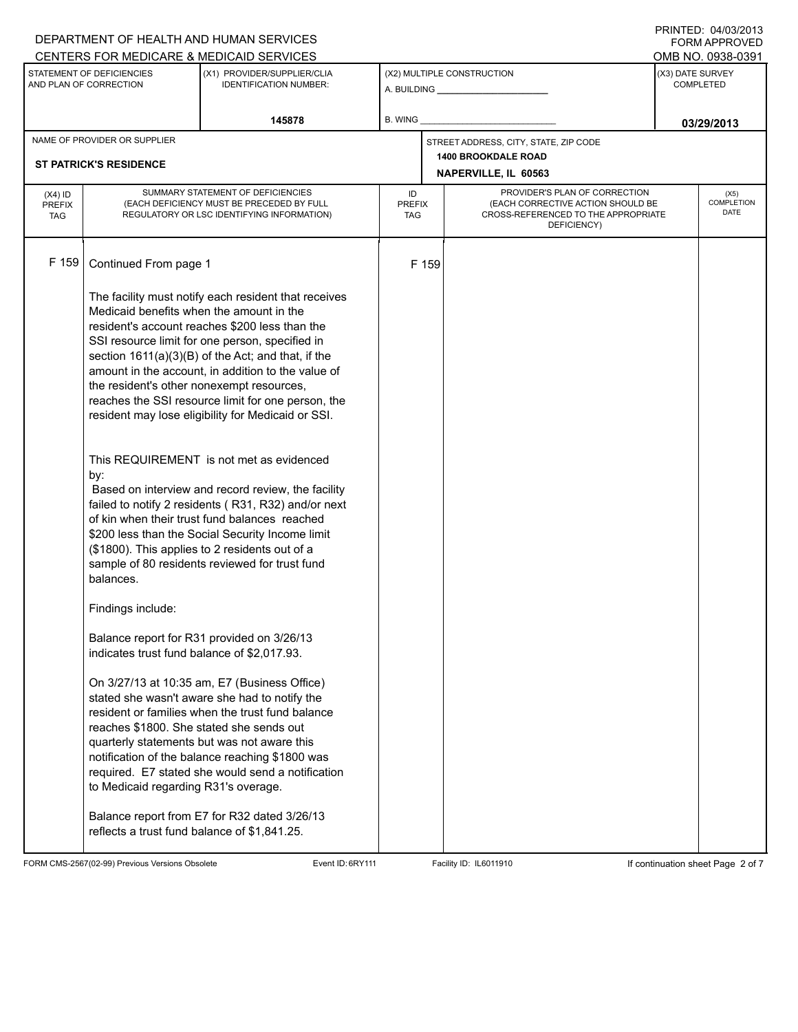DEPARTMENT OF HEALTH AND HUMAN SERVICES
CENTERS FOR MEDICARE & MEDICAID SERVICES

PRINTED: 04/03/2013
FORM APPROVED
OMB NO. 0938-0391

| STATEMENT OF DEFICIENCIES AND PLAN OF CORRECTION | (X1) PROVIDER/SUPPLIER/CLIA IDENTIFICATION NUMBER: | (X2) MULTIPLE CONSTRUCTION | (X3) DATE SURVEY COMPLETED |
|---|---|---|---|
| | 145878 | A. BUILDING ______ B. WING ______ | 03/29/2013 |

| NAME OF PROVIDER OR SUPPLIER | STREET ADDRESS, CITY, STATE, ZIP CODE |
|---|---|
| ST PATRICK'S RESIDENCE | 1400 BROOKDALE ROAD NAPERVILLE, IL 60563 |

| (X4) ID PREFIX TAG | SUMMARY STATEMENT OF DEFICIENCIES (EACH DEFICIENCY MUST BE PRECEDED BY FULL REGULATORY OR LSC IDENTIFYING INFORMATION) | ID PREFIX TAG | PROVIDER'S PLAN OF CORRECTION (EACH CORRECTIVE ACTION SHOULD BE CROSS-REFERENCED TO THE APPROPRIATE DEFICIENCY) | (X5) COMPLETION DATE |
|---|---|---|---|---|
| F 159 | Continued From page 1 | F 159 | | |

The facility must notify each resident that receives Medicaid benefits when the amount in the resident's account reaches $200 less than the SSI resource limit for one person, specified in section 1611(a)(3)(B) of the Act; and that, if the amount in the account, in addition to the value of the resident's other nonexempt resources, reaches the SSI resource limit for one person, the resident may lose eligibility for Medicaid or SSI.

This REQUIREMENT is not met as evidenced by:

Based on interview and record review, the facility failed to notify 2 residents ( R31, R32) and/or next of kin when their trust fund balances reached $200 less than the Social Security Income limit ($1800). This applies to 2 residents out of a sample of 80 residents reviewed for trust fund balances.

Findings include:

Balance report for R31 provided on 3/26/13 indicates trust fund balance of $2,017.93.

On 3/27/13 at 10:35 am, E7 (Business Office) stated she wasn't aware she had to notify the resident or families when the trust fund balance reaches $1800. She stated she sends out quarterly statements but was not aware this notification of the balance reaching $1800 was required. E7 stated she would send a notification to Medicaid regarding R31's overage.

Balance report from E7 for R32 dated 3/26/13 reflects a trust fund balance of $1,841.25.

FORM CMS-2567(02-99) Previous Versions Obsolete | Event ID: 6RY111 | Facility ID: IL6011910 | If continuation sheet Page 2 of 7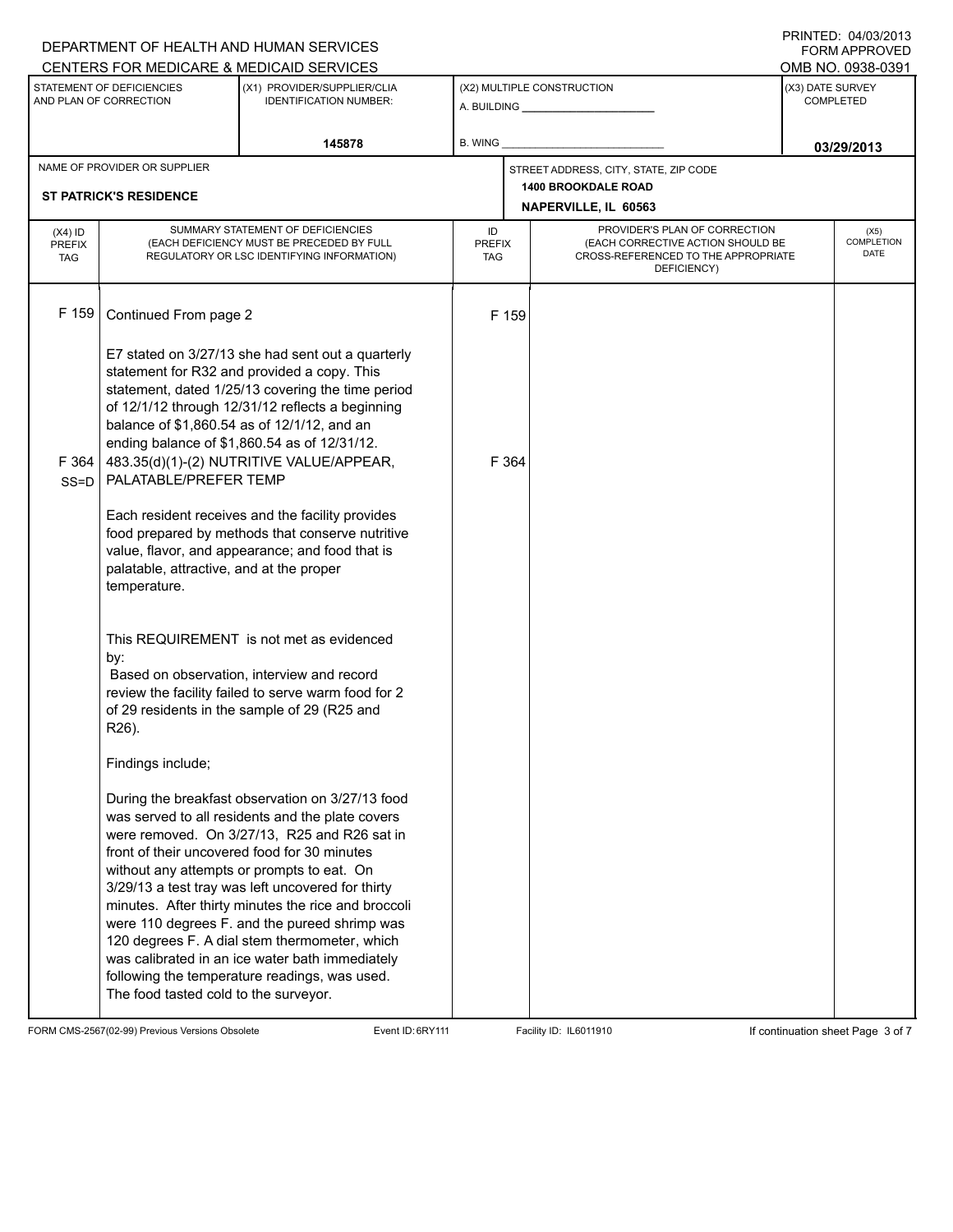DEPARTMENT OF HEALTH AND HUMAN SERVICES
CENTERS FOR MEDICARE & MEDICAID SERVICES

PRINTED: 04/03/2013
FORM APPROVED
OMB NO. 0938-0391

| STATEMENT OF DEFICIENCIES AND PLAN OF CORRECTION | (X1) PROVIDER/SUPPLIER/CLIA IDENTIFICATION NUMBER: | (X2) MULTIPLE CONSTRUCTION | (X3) DATE SURVEY COMPLETED |
|---|---|---|---|
| | 145878 | A. BUILDING ______ B. WING ______ | 03/29/2013 |

| NAME OF PROVIDER OR SUPPLIER | STREET ADDRESS, CITY, STATE, ZIP CODE |
|---|---|
| ST PATRICK'S RESIDENCE | 1400 BROOKDALE ROAD NAPERVILLE, IL 60563 |

| (X4) ID PREFIX TAG | SUMMARY STATEMENT OF DEFICIENCIES (EACH DEFICIENCY MUST BE PRECEDED BY FULL REGULATORY OR LSC IDENTIFYING INFORMATION) | ID PREFIX TAG | PROVIDER'S PLAN OF CORRECTION (EACH CORRECTIVE ACTION SHOULD BE CROSS-REFERENCED TO THE APPROPRIATE DEFICIENCY) | (X5) COMPLETION DATE |
|---|---|---|---|---|
| F 159 | Continued From page 2<br><br>E7 stated on 3/27/13 she had sent out a quarterly statement for R32 and provided a copy. This statement, dated 1/25/13 covering the time period of 12/1/12 through 12/31/12 reflects a beginning balance of $1,860.54 as of 12/1/12, and an ending balance of $1,860.54 as of 12/31/12. | F 159 | | |
| F 364 SS=D | 483.35(d)(1)-(2) NUTRITIVE VALUE/APPEAR, PALATABLE/PREFER TEMP<br><br>Each resident receives and the facility provides food prepared by methods that conserve nutritive value, flavor, and appearance; and food that is palatable, attractive, and at the proper temperature.<br><br>This REQUIREMENT is not met as evidenced by:<br>Based on observation, interview and record review the facility failed to serve warm food for 2 of 29 residents in the sample of 29 (R25 and R26).<br><br>Findings include;<br><br>During the breakfast observation on 3/27/13 food was served to all residents and the plate covers were removed. On 3/27/13, R25 and R26 sat in front of their uncovered food for 30 minutes without any attempts or prompts to eat. On 3/29/13 a test tray was left uncovered for thirty minutes. After thirty minutes the rice and broccoli were 110 degrees F. and the pureed shrimp was 120 degrees F. A dial stem thermometer, which was calibrated in an ice water bath immediately following the temperature readings, was used. The food tasted cold to the surveyor. | F 364 | | |

FORM CMS-2567(02-99) Previous Versions Obsolete Event ID: 6RY111 Facility ID: IL6011910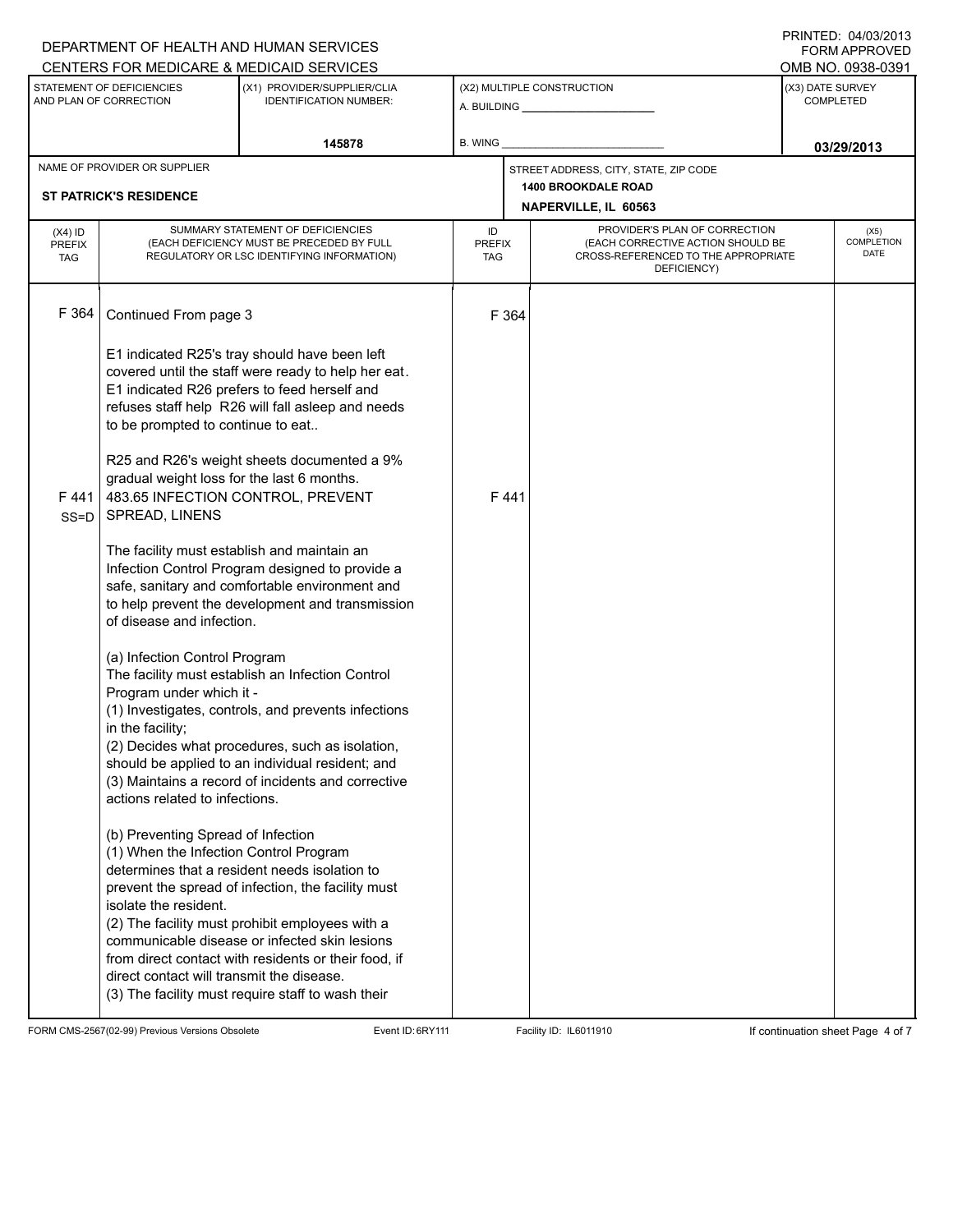DEPARTMENT OF HEALTH AND HUMAN SERVICES
CENTERS FOR MEDICARE & MEDICAID SERVICES

PRINTED: 04/03/2013
FORM APPROVED
OMB NO. 0938-0391

| STATEMENT OF DEFICIENCIES AND PLAN OF CORRECTION | (X1) PROVIDER/SUPPLIER/CLIA IDENTIFICATION NUMBER: | (X2) MULTIPLE CONSTRUCTION | (X3) DATE SURVEY COMPLETED |
|---|---|---|---|
| | 145878 | A. BUILDING ______ B. WING ______ | 03/29/2013 |

| NAME OF PROVIDER OR SUPPLIER | STREET ADDRESS, CITY, STATE, ZIP CODE |
|---|---|
| ST PATRICK'S RESIDENCE | 1400 BROOKDALE ROAD NAPERVILLE, IL 60563 |

| (X4) ID PREFIX TAG | SUMMARY STATEMENT OF DEFICIENCIES (EACH DEFICIENCY MUST BE PRECEDED BY FULL REGULATORY OR LSC IDENTIFYING INFORMATION) | ID PREFIX TAG | PROVIDER'S PLAN OF CORRECTION (EACH CORRECTIVE ACTION SHOULD BE CROSS-REFERENCED TO THE APPROPRIATE DEFICIENCY) | (X5) COMPLETION DATE |
|---|---|---|---|---|
| F 364 | Continued From page 3<br><br>E1 indicated R25's tray should have been left covered until the staff were ready to help her eat. E1 indicated R26 prefers to feed herself and refuses staff help R26 will fall asleep and needs to be prompted to continue to eat..<br><br>R25 and R26's weight sheets documented a 9% gradual weight loss for the last 6 months. | F 364 | | |
| F 441 SS=D | 483.65 INFECTION CONTROL, PREVENT SPREAD, LINENS<br><br>The facility must establish and maintain an Infection Control Program designed to provide a safe, sanitary and comfortable environment and to help prevent the development and transmission of disease and infection.<br><br>(a) Infection Control Program<br>The facility must establish an Infection Control Program under which it -<br>(1) Investigates, controls, and prevents infections in the facility;<br>(2) Decides what procedures, such as isolation, should be applied to an individual resident; and<br>(3) Maintains a record of incidents and corrective actions related to infections.<br><br>(b) Preventing Spread of Infection<br>(1) When the Infection Control Program determines that a resident needs isolation to prevent the spread of infection, the facility must isolate the resident.<br>(2) The facility must prohibit employees with a communicable disease or infected skin lesions from direct contact with residents or their food, if direct contact will transmit the disease.<br>(3) The facility must require staff to wash their | F 441 | | |

FORM CMS-2567(02-99) Previous Versions Obsolete Event ID: 6RY111 Facility ID: IL6011910 If continuation sheet Page 4 of 7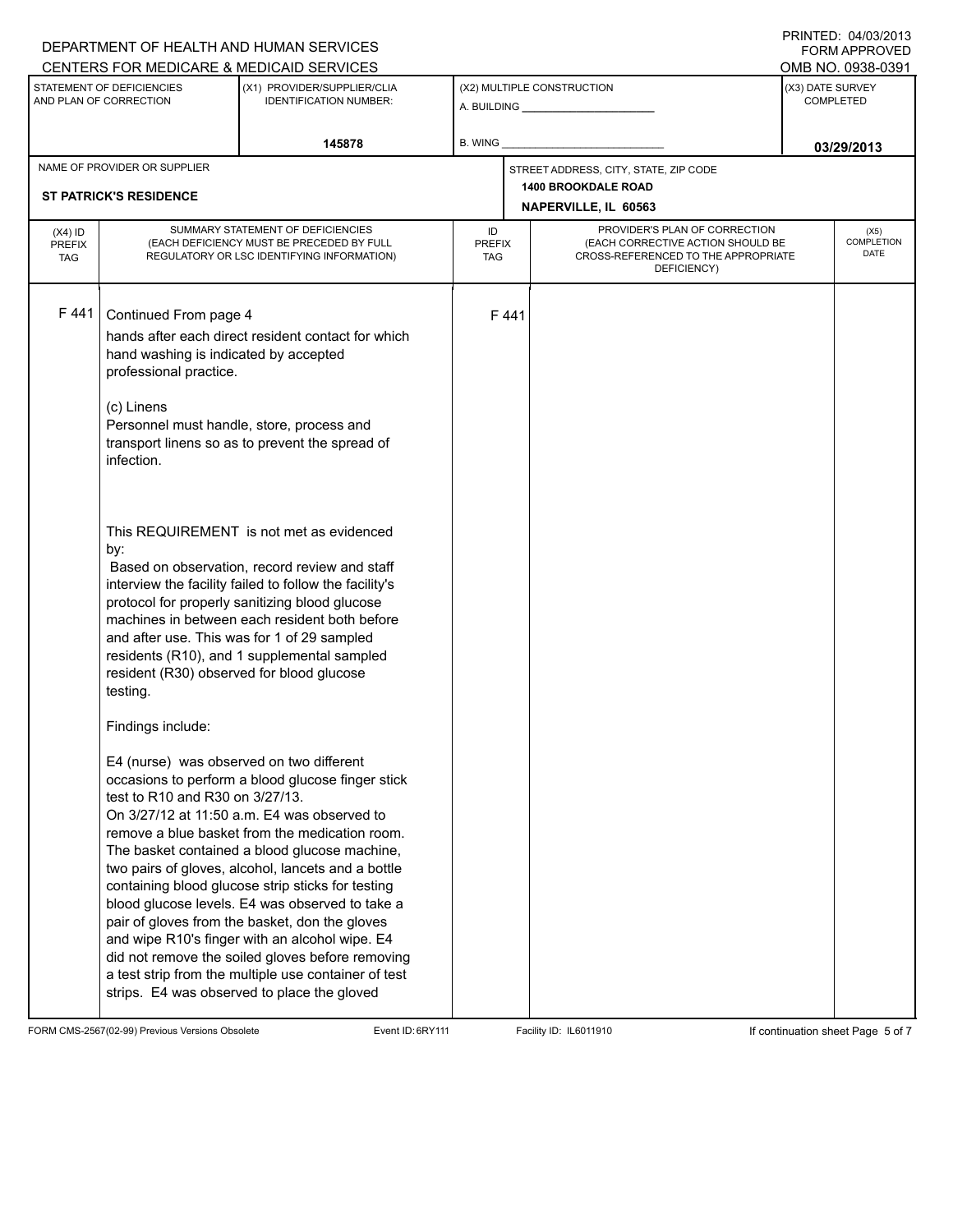DEPARTMENT OF HEALTH AND HUMAN SERVICES
CENTERS FOR MEDICARE & MEDICAID SERVICES

PRINTED: 04/03/2013
FORM APPROVED
OMB NO. 0938-0391

| STATEMENT OF DEFICIENCIES AND PLAN OF CORRECTION | (X1) PROVIDER/SUPPLIER/CLIA IDENTIFICATION NUMBER: | (X2) MULTIPLE CONSTRUCTION | (X3) DATE SURVEY COMPLETED |
|---|---|---|---|
| | 145878 | A. BUILDING ______ B. WING ______ | 03/29/2013 |

| NAME OF PROVIDER OR SUPPLIER | STREET ADDRESS, CITY, STATE, ZIP CODE |
|---|---|
| ST PATRICK'S RESIDENCE | 1400 BROOKDALE ROAD NAPERVILLE, IL 60563 |

| (X4) ID PREFIX TAG | SUMMARY STATEMENT OF DEFICIENCIES (EACH DEFICIENCY MUST BE PRECEDED BY FULL REGULATORY OR LSC IDENTIFYING INFORMATION) | ID PREFIX TAG | PROVIDER'S PLAN OF CORRECTION (EACH CORRECTIVE ACTION SHOULD BE CROSS-REFERENCED TO THE APPROPRIATE DEFICIENCY) | (X5) COMPLETION DATE |
|---|---|---|---|---|
| F 441 | Continued From page 4 | F 441 | | |

hands after each direct resident contact for which hand washing is indicated by accepted professional practice.

(c) Linens
Personnel must handle, store, process and transport linens so as to prevent the spread of infection.

This REQUIREMENT is not met as evidenced by:
Based on observation, record review and staff interview the facility failed to follow the facility's protocol for properly sanitizing blood glucose machines in between each resident both before and after use. This was for 1 of 29 sampled residents (R10), and 1 supplemental sampled resident (R30) observed for blood glucose testing.

Findings include:

E4 (nurse) was observed on two different occasions to perform a blood glucose finger stick test to R10 and R30 on 3/27/13.
On 3/27/12 at 11:50 a.m. E4 was observed to remove a blue basket from the medication room. The basket contained a blood glucose machine, two pairs of gloves, alcohol, lancets and a bottle containing blood glucose strip sticks for testing blood glucose levels. E4 was observed to take a pair of gloves from the basket, don the gloves and wipe R10's finger with an alcohol wipe. E4 did not remove the soiled gloves before removing a test strip from the multiple use container of test strips. E4 was observed to place the gloved

FORM CMS-2567(02-99) Previous Versions Obsolete Event ID: 6RY111 Facility ID: IL6011910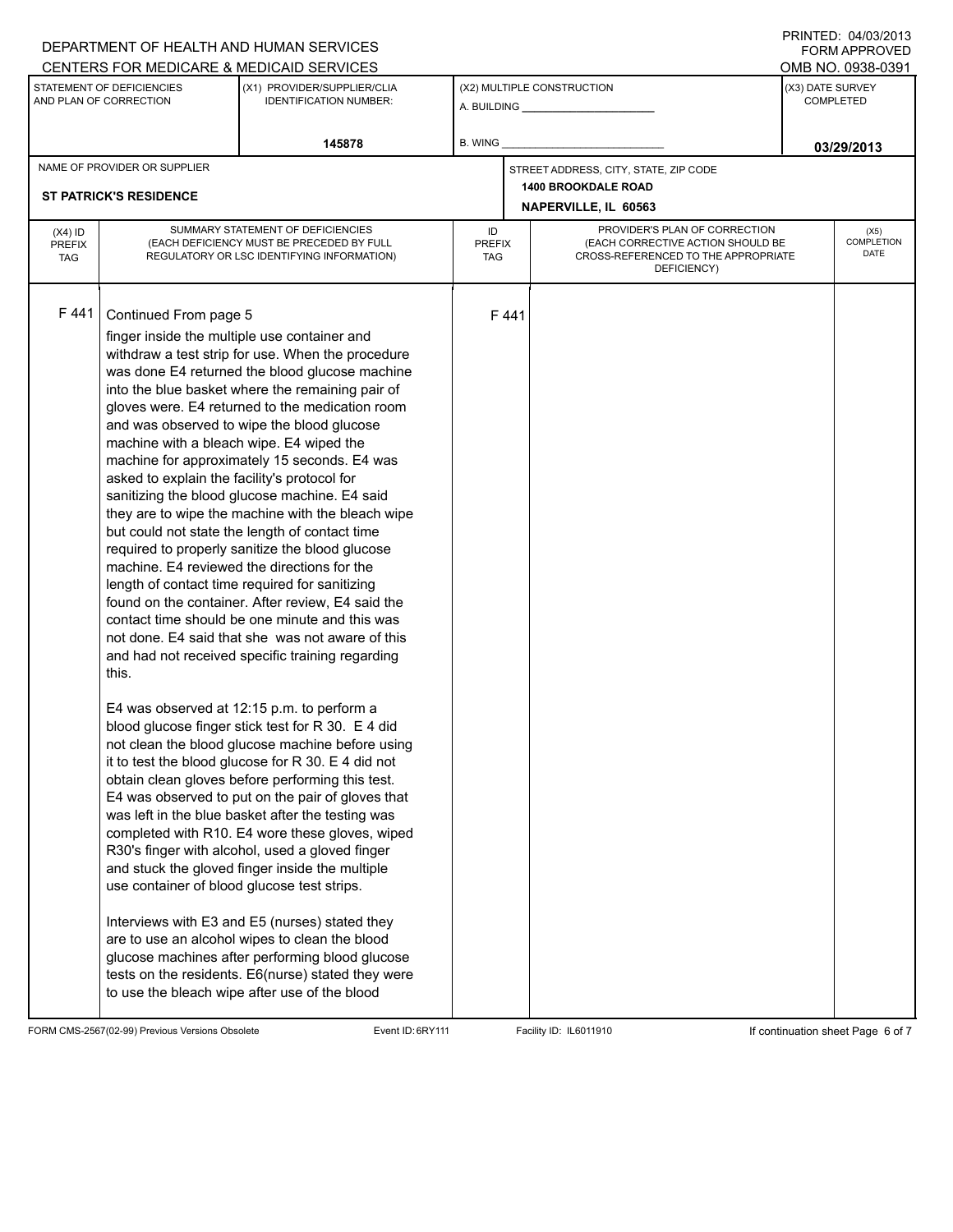DEPARTMENT OF HEALTH AND HUMAN SERVICES
CENTERS FOR MEDICARE & MEDICAID SERVICES

PRINTED: 04/03/2013
FORM APPROVED
OMB NO. 0938-0391

| STATEMENT OF DEFICIENCIES AND PLAN OF CORRECTION | (X1) PROVIDER/SUPPLIER/CLIA IDENTIFICATION NUMBER: | (X2) MULTIPLE CONSTRUCTION | (X3) DATE SURVEY COMPLETED |
|---|---|---|---|
| | 145878 | A. BUILDING ______ B. WING ______ | 03/29/2013 |

| NAME OF PROVIDER OR SUPPLIER | STREET ADDRESS, CITY, STATE, ZIP CODE |
|---|---|
| ST PATRICK'S RESIDENCE | 1400 BROOKDALE ROAD NAPERVILLE, IL 60563 |

| (X4) ID PREFIX TAG | SUMMARY STATEMENT OF DEFICIENCIES (EACH DEFICIENCY MUST BE PRECEDED BY FULL REGULATORY OR LSC IDENTIFYING INFORMATION) | ID PREFIX TAG | PROVIDER'S PLAN OF CORRECTION (EACH CORRECTIVE ACTION SHOULD BE CROSS-REFERENCED TO THE APPROPRIATE DEFICIENCY) | (X5) COMPLETION DATE |
|---|---|---|---|---|
| F 441 | Continued From page 5 | F 441 | | |

finger inside the multiple use container and withdraw a test strip for use. When the procedure was done E4 returned the blood glucose machine into the blue basket where the remaining pair of gloves were. E4 returned to the medication room and was observed to wipe the blood glucose machine with a bleach wipe. E4 wiped the machine for approximately 15 seconds. E4 was asked to explain the facility's protocol for sanitizing the blood glucose machine. E4 said they are to wipe the machine with the bleach wipe but could not state the length of contact time required to properly sanitize the blood glucose machine. E4 reviewed the directions for the length of contact time required for sanitizing found on the container. After review, E4 said the contact time should be one minute and this was not done. E4 said that she was not aware of this and had not received specific training regarding this.

E4 was observed at 12:15 p.m. to perform a blood glucose finger stick test for R 30. E 4 did not clean the blood glucose machine before using it to test the blood glucose for R 30. E 4 did not obtain clean gloves before performing this test. E4 was observed to put on the pair of gloves that was left in the blue basket after the testing was completed with R10. E4 wore these gloves, wiped R30's finger with alcohol, used a gloved finger and stuck the gloved finger inside the multiple use container of blood glucose test strips.

Interviews with E3 and E5 (nurses) stated they are to use an alcohol wipes to clean the blood glucose machines after performing blood glucose tests on the residents. E6(nurse) stated they were to use the bleach wipe after use of the blood

FORM CMS-2567(02-99) Previous Versions Obsolete    Event ID: 6RY111    Facility ID: IL6011910    If continuation sheet Page 6 of 7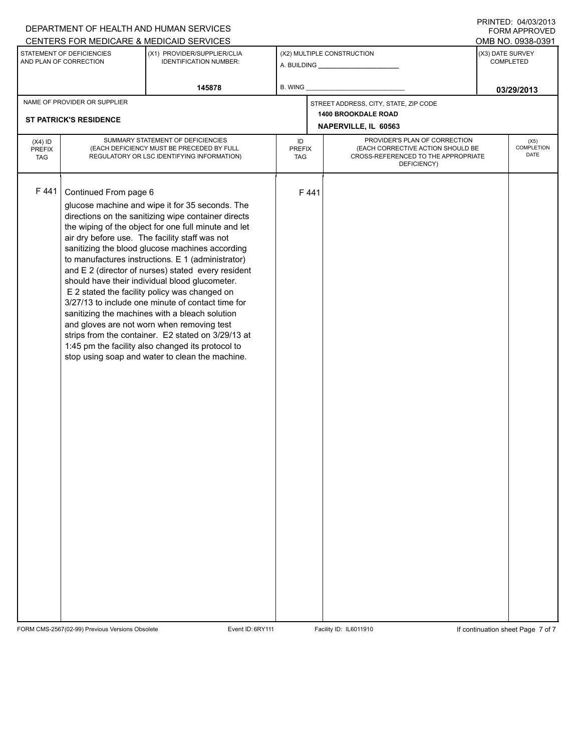DEPARTMENT OF HEALTH AND HUMAN SERVICES
CENTERS FOR MEDICARE & MEDICAID SERVICES

PRINTED: 04/03/2013
FORM APPROVED
OMB NO. 0938-0391

| STATEMENT OF DEFICIENCIES AND PLAN OF CORRECTION | (X1) PROVIDER/SUPPLIER/CLIA IDENTIFICATION NUMBER: | (X2) MULTIPLE CONSTRUCTION | (X3) DATE SURVEY COMPLETED |
|---|---|---|---|
| | 145878 | A. BUILDING ______ B. WING ______ | 03/29/2013 |

| NAME OF PROVIDER OR SUPPLIER | STREET ADDRESS, CITY, STATE, ZIP CODE |
|---|---|
| ST PATRICK'S RESIDENCE | 1400 BROOKDALE ROAD NAPERVILLE, IL 60563 |

| (X4) ID PREFIX TAG | SUMMARY STATEMENT OF DEFICIENCIES (EACH DEFICIENCY MUST BE PRECEDED BY FULL REGULATORY OR LSC IDENTIFYING INFORMATION) | ID PREFIX TAG | PROVIDER'S PLAN OF CORRECTION (EACH CORRECTIVE ACTION SHOULD BE CROSS-REFERENCED TO THE APPROPRIATE DEFICIENCY) | (X5) COMPLETION DATE |
|---|---|---|---|---|
| F 441 | Continued From page 6 glucose machine and wipe it for 35 seconds. The directions on the sanitizing wipe container directs the wiping of the object for one full minute and let air dry before use. The facility staff was not sanitizing the blood glucose machines according to manufactures instructions. E 1 (administrator) and E 2 (director of nurses) stated every resident should have their individual blood glucometer. E 2 stated the facility policy was changed on 3/27/13 to include one minute of contact time for sanitizing the machines with a bleach solution and gloves are not worn when removing test strips from the container. E2 stated on 3/29/13 at 1:45 pm the facility also changed its protocol to stop using soap and water to clean the machine. | F 441 | | |

FORM CMS-2567(02-99) Previous Versions Obsolete Event ID: 6RY111 Facility ID: IL6011910